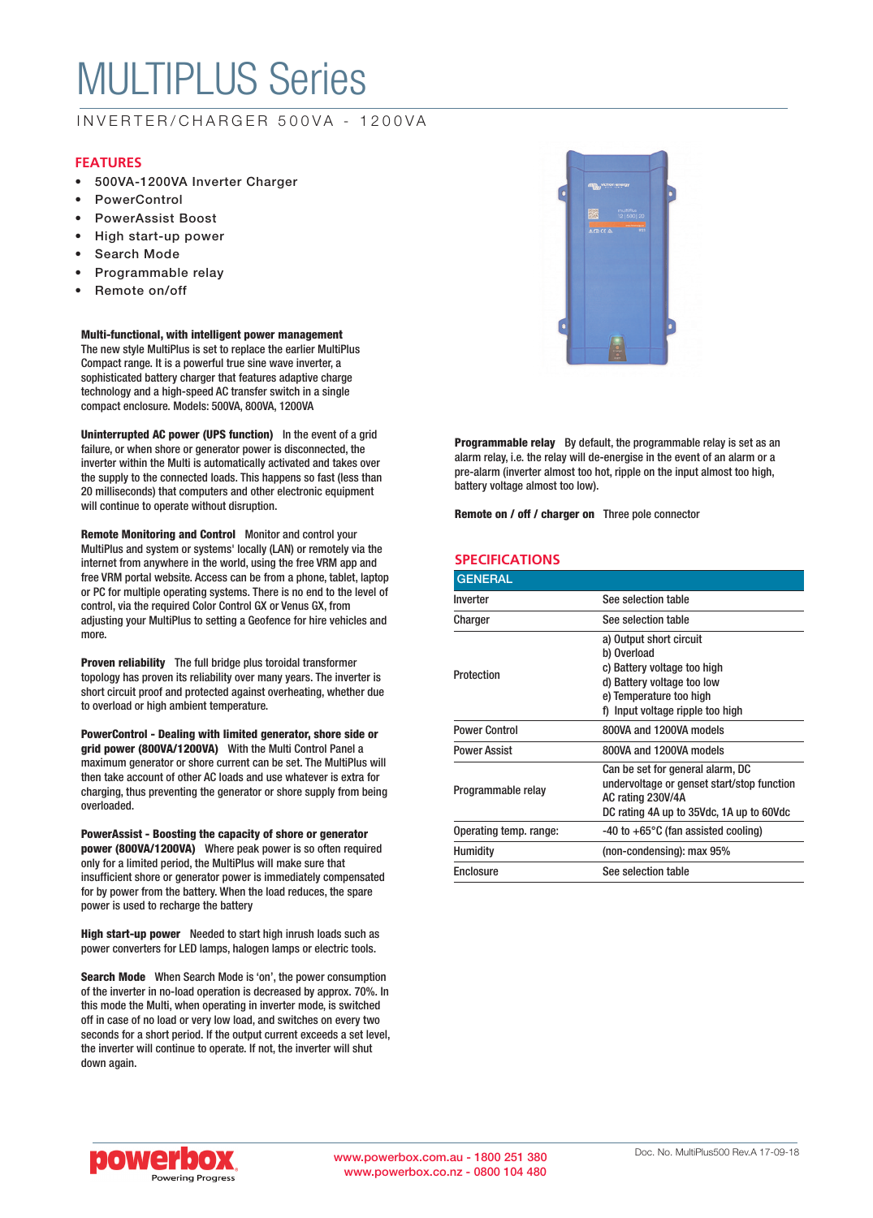# MULTIPLUS Series

INVERTER/CHARGER 500VA - 1200VA

## FEATURES

- 500VA-1200VA Inverter Charger
- PowerControl
- PowerAssist Boost
- High start-up power
- Search Mode
- Programmable relay
- Remote on/off

**Multi-functional, with intelligent power management**
The new style MultiPlus is set to replace the earlier MultiPlus Compact range. It is a powerful true sine wave inverter, a sophisticated battery charger that features adaptive charge technology and a high-speed AC transfer switch in a single compact enclosure. Models: 500VA, 800VA, 1200VA

**Uninterrupted AC power (UPS function)** In the event of a grid failure, or when shore or generator power is disconnected, the inverter within the Multi is automatically activated and takes over the supply to the connected loads. This happens so fast (less than 20 milliseconds) that computers and other electronic equipment will continue to operate without disruption.

**Remote Monitoring and Control** Monitor and control your MultiPlus and system or systems' locally (LAN) or remotely via the internet from anywhere in the world, using the free VRM app and free VRM portal website. Access can be from a phone, tablet, laptop or PC for multiple operating systems. There is no end to the level of control, via the required Color Control GX or Venus GX, from adjusting your MultiPlus to setting a Geofence for hire vehicles and more.

**Proven reliability** The full bridge plus toroidal transformer topology has proven its reliability over many years. The inverter is short circuit proof and protected against overheating, whether due to overload or high ambient temperature.

**PowerControl - Dealing with limited generator, shore side or grid power (800VA/1200VA)** With the Multi Control Panel a maximum generator or shore current can be set. The MultiPlus will then take account of other AC loads and use whatever is extra for charging, thus preventing the generator or shore supply from being overloaded.

**PowerAssist - Boosting the capacity of shore or generator power (800VA/1200VA)** Where peak power is so often required only for a limited period, the MultiPlus will make sure that insufficient shore or generator power is immediately compensated for by power from the battery. When the load reduces, the spare power is used to recharge the battery

**High start-up power** Needed to start high inrush loads such as power converters for LED lamps, halogen lamps or electric tools.

**Search Mode** When Search Mode is 'on', the power consumption of the inverter in no-load operation is decreased by approx. 70%. In this mode the Multi, when operating in inverter mode, is switched off in case of no load or very low load, and switches on every two seconds for a short period. If the output current exceeds a set level, the inverter will continue to operate. If not, the inverter will shut down again.

**Programmable relay** By default, the programmable relay is set as an alarm relay, i.e. the relay will de-energise in the event of an alarm or a pre-alarm (inverter almost too hot, ripple on the input almost too high, battery voltage almost too low).

**Remote on / off / charger on** Three pole connector

## SPECIFICATIONS

| GENERAL | |
|---|---|
| Inverter | See selection table |
| Charger | See selection table |
| Protection | a) Output short circuit<br>b) Overload<br>c) Battery voltage too high<br>d) Battery voltage too low<br>e) Temperature too high<br>f) Input voltage ripple too high |
| Power Control | 800VA and 1200VA models |
| Power Assist | 800VA and 1200VA models |
| Programmable relay | Can be set for general alarm, DC undervoltage or genset start/stop function<br>AC rating 230V/4A<br>DC rating 4A up to 35Vdc, 1A up to 60Vdc |
| Operating temp. range: | -40 to +65°C (fan assisted cooling) |
| Humidity | (non-condensing): max 95% |
| Enclosure | See selection table |

powerbox Powering Progress

www.powerbox.com.au - 1800 251 380
www.powerbox.co.nz - 0800 104 480

Doc. No. MultiPlus500 Rev.A 17-09-18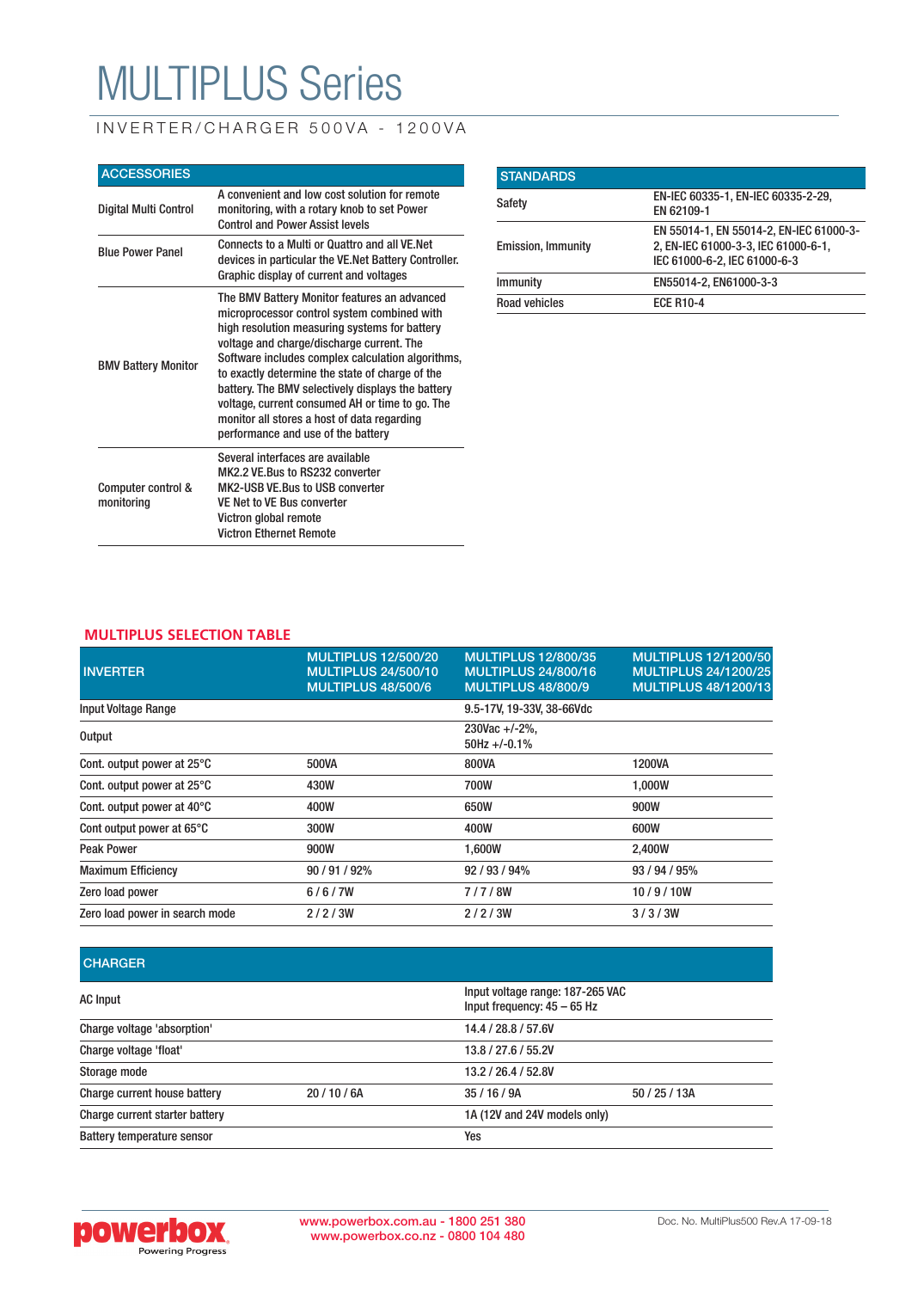# MULTIPLUS Series

INVERTER/CHARGER 500VA - 1200VA

| ACCESSORIES | |
|---|---|
| Digital Multi Control | A convenient and low cost solution for remote monitoring, with a rotary knob to set Power Control and Power Assist levels |
| Blue Power Panel | Connects to a Multi or Quattro and all VE.Net devices in particular the VE.Net Battery Controller. Graphic display of current and voltages |
| BMV Battery Monitor | The BMV Battery Monitor features an advanced microprocessor control system combined with high resolution measuring systems for battery voltage and charge/discharge current. The Software includes complex calculation algorithms, to exactly determine the state of charge of the battery. The BMV selectively displays the battery voltage, current consumed AH or time to go. The monitor all stores a host of data regarding performance and use of the battery |
| Computer control & monitoring | Several interfaces are available<br>MK2.2 VE.Bus to RS232 converter<br>MK2-USB VE.Bus to USB converter<br>VE Net to VE Bus converter<br>Victron global remote<br>Victron Ethernet Remote |

| STANDARDS | |
|---|---|
| Safety | EN-IEC 60335-1, EN-IEC 60335-2-29, EN 62109-1 |
| Emission, Immunity | EN 55014-1, EN 55014-2, EN-IEC 61000-3-2, EN-IEC 61000-3-3, IEC 61000-6-1, IEC 61000-6-2, IEC 61000-6-3 |
| Immunity | EN55014-2, EN61000-3-3 |
| Road vehicles | ECE R10-4 |

## MULTIPLUS SELECTION TABLE

| INVERTER | MULTIPLUS 12/500/20<br>MULTIPLUS 24/500/10<br>MULTIPLUS 48/500/6 | MULTIPLUS 12/800/35<br>MULTIPLUS 24/800/16<br>MULTIPLUS 48/800/9 | MULTIPLUS 12/1200/50<br>MULTIPLUS 24/1200/25<br>MULTIPLUS 48/1200/13 |
|---|---|---|---|
| Input Voltage Range | | 9.5-17V, 19-33V, 38-66Vdc | |
| Output | | 230Vac +/-2%,<br>50Hz +/-0.1% | |
| Cont. output power at 25°C | 500VA | 800VA | 1200VA |
| Cont. output power at 25°C | 430W | 700W | 1,000W |
| Cont. output power at 40°C | 400W | 650W | 900W |
| Cont output power at 65°C | 300W | 400W | 600W |
| Peak Power | 900W | 1,600W | 2,400W |
| Maximum Efficiency | 90 / 91 / 92% | 92 / 93 / 94% | 93 / 94 / 95% |
| Zero load power | 6 / 6 / 7W | 7 / 7 / 8W | 10 / 9 / 10W |
| Zero load power in search mode | 2 / 2 / 3W | 2 / 2 / 3W | 3 / 3 / 3W |

| CHARGER | | | |
|---|---|---|---|
| AC Input | | Input voltage range: 187-265 VAC<br>Input frequency: 45 – 65 Hz | |
| Charge voltage 'absorption' | | 14.4 / 28.8 / 57.6V | |
| Charge voltage 'float' | | 13.8 / 27.6 / 55.2V | |
| Storage mode | | 13.2 / 26.4 / 52.8V | |
| Charge current house battery | 20 / 10 / 6A | 35 / 16 / 9A | 50 / 25 / 13A |
| Charge current starter battery | | 1A (12V and 24V models only) | |
| Battery temperature sensor | | Yes | |

powerbox Powering Progress

www.powerbox.com.au - 1800 251 380
www.powerbox.co.nz - 0800 104 480

Doc. No. MultiPlus500 Rev.A 17-09-18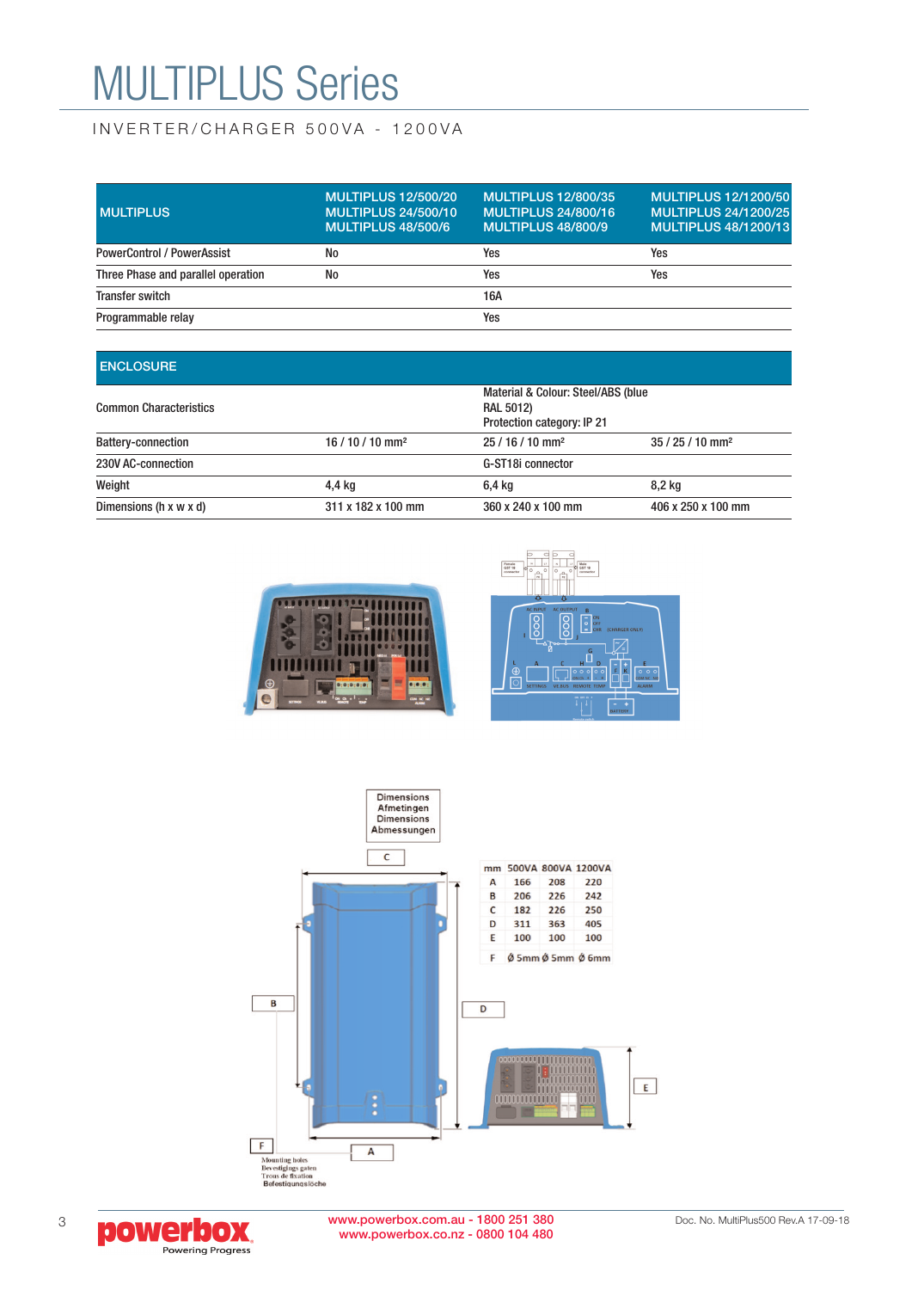# MULTIPLUS Series

INVERTER/CHARGER 500VA - 1200VA

| MULTIPLUS | MULTIPLUS 12/500/20 MULTIPLUS 24/500/10 MULTIPLUS 48/500/6 | MULTIPLUS 12/800/35 MULTIPLUS 24/800/16 MULTIPLUS 48/800/9 | MULTIPLUS 12/1200/50 MULTIPLUS 24/1200/25 MULTIPLUS 48/1200/13 |
|---|---|---|---|
| PowerControl / PowerAssist | No | Yes | Yes |
| Three Phase and parallel operation | No | Yes | Yes |
| Transfer switch | | 16A | |
| Programmable relay | | Yes | |

| ENCLOSURE | | | |
|---|---|---|---|
| Common Characteristics | | Material & Colour: Steel/ABS (blue RAL 5012) Protection category: IP 21 | |
| Battery-connection | 16 / 10 / 10 mm² | 25 / 16 / 10 mm² | 35 / 25 / 10 mm² |
| 230V AC-connection | | G-ST18i connector | |
| Weight | 4,4 kg | 6,4 kg | 8,2 kg |
| Dimensions (h x w x d) | 311 x 182 x 100 mm | 360 x 240 x 100 mm | 406 x 250 x 100 mm |

Dimensions
Afmetingen
Dimensions
Abmessungen

| mm | 500VA | 800VA | 1200VA |
|---|---|---|---|
| A | 166 | 208 | 220 |
| B | 206 | 226 | 242 |
| C | 182 | 226 | 250 |
| D | 311 | 363 | 405 |
| E | 100 | 100 | 100 |
| F | Ø 5mm | Ø 5mm | Ø 6mm |

Mounting holes
Bevestigings gaten
Trous de fixation
Befestigungslöcher

www.powerbox.com.au - 1800 251 380
www.powerbox.co.nz - 0800 104 480

Doc. No. MultiPlus500 Rev.A 17-09-18